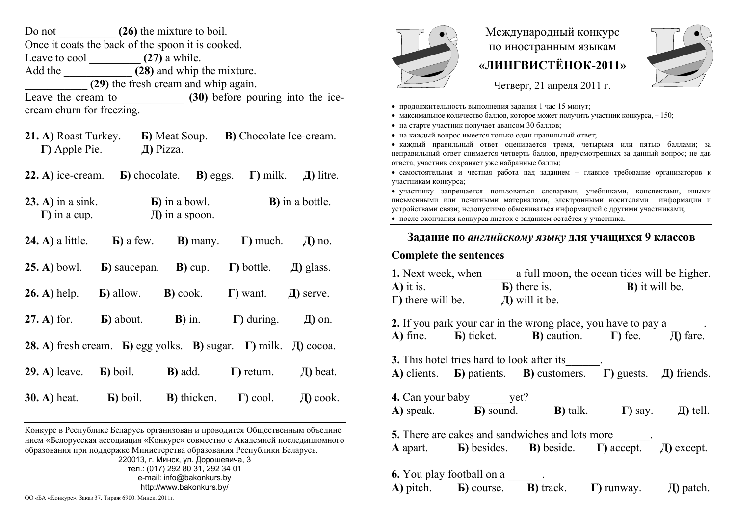Do not __________ **(26)** the mixture to boil.
Once it coats the back of the spoon it is cooked.
Leave to cool _________ **(27)** a while.
Add the ____________ **(28)** and whip the mixture.
___________ **(29)** the fresh cream and whip again.
Leave the cream to ___________ **(30)** before pouring into the ice-cream churn for freezing.

**21. А)** Roast Turkey. **Б)** Meat Soup. **В)** Chocolate Ice-cream. **Г)** Apple Pie. **Д)** Pizza.

**22. А)** ice-cream. **Б)** chocolate. **В)** eggs. **Г)** milk. **Д)** litre.

**23. А)** in a sink. **Б)** in a bowl. **В)** in a bottle. **Г)** in a cup. **Д)** in a spoon.

**24. А)** a little. **Б)** a few. **В)** many. **Г)** much. **Д)** no.

**25. А)** bowl. **Б)** saucepan. **В)** cup. **Г)** bottle. **Д)** glass.

**26. А)** help. **Б)** allow. **В)** cook. **Г)** want. **Д)** serve.

**27. А)** for. **Б)** about. **В)** in. **Г)** during. **Д)** on.

**28. А)** fresh cream. **Б)** egg yolks. **В)** sugar. **Г)** milk. **Д)** cocoa.

**29. А)** leave. **Б)** boil. **В)** add. **Г)** return. **Д)** beat.

**30. А)** heat. **Б)** boil. **В)** thicken. **Г)** cool. **Д)** cook.

Конкурс в Республике Беларусь организован и проводится Общественным объединением «Белорусская ассоциация «Конкурс» совместно с Академией последипломного образования при поддержке Министерства образования Республики Беларусь.
220013, г. Минск, ул. Дорошевича, 3
тел.: (017) 292 80 31, 292 34 01
e-mail: info@bakonkurs.by
http://www.bakonkurs.by/

ОО «БА «Конкурс». Заказ 37. Тираж 6900. Минск. 2011г.

# Международный конкурс по иностранным языкам «ЛИНГВИСТЁНОК-2011»

Четверг, 21 апреля 2011 г.

- продолжительность выполнения задания 1 час 15 минут;
- максимальное количество баллов, которое может получить участник конкурса, – 150;
- на старте участник получает авансом 30 баллов;
- на каждый вопрос имеется только один правильный ответ;
- каждый правильный ответ оценивается тремя, четырьмя или пятью баллами; за неправильный ответ снимается четверть баллов, предусмотренных за данный вопрос; не дав ответа, участник сохраняет уже набранные баллы;
- самостоятельная и честная работа над заданием – главное требование организаторов к участникам конкурса;
- участнику запрещается пользоваться словарями, учебниками, конспектами, иными письменными или печатными материалами, электронными носителями информации и устройствами связи; недопустимо обмениваться информацией с другими участниками;
- после окончания конкурса листок с заданием остаётся у участника.

## Задание по *английскому языку* для учащихся 9 классов

### Complete the sentences

**1.** Next week, when _____ a full moon, the ocean tides will be higher.
**А)** it is. **Б)** there is. **В)** it will be. **Г)** there will be. **Д)** will it be.

**2.** If you park your car in the wrong place, you have to pay a ______.
**А)** fine. **Б)** ticket. **В)** caution. **Г)** fee. **Д)** fare.

**3.** This hotel tries hard to look after its______.
**А)** clients. **Б)** patients. **В)** customers. **Г)** guests. **Д)** friends.

**4.** Can your baby ______ yet?
**А)** speak. **Б)** sound. **В)** talk. **Г)** say. **Д)** tell.

**5.** There are cakes and sandwiches and lots more ______.
**А** apart. **Б)** besides. **В)** beside. **Г)** accept. **Д)** except.

**6.** You play football on a ______.
**А)** pitch. **Б)** course. **В)** track. **Г)** runway. **Д)** patch.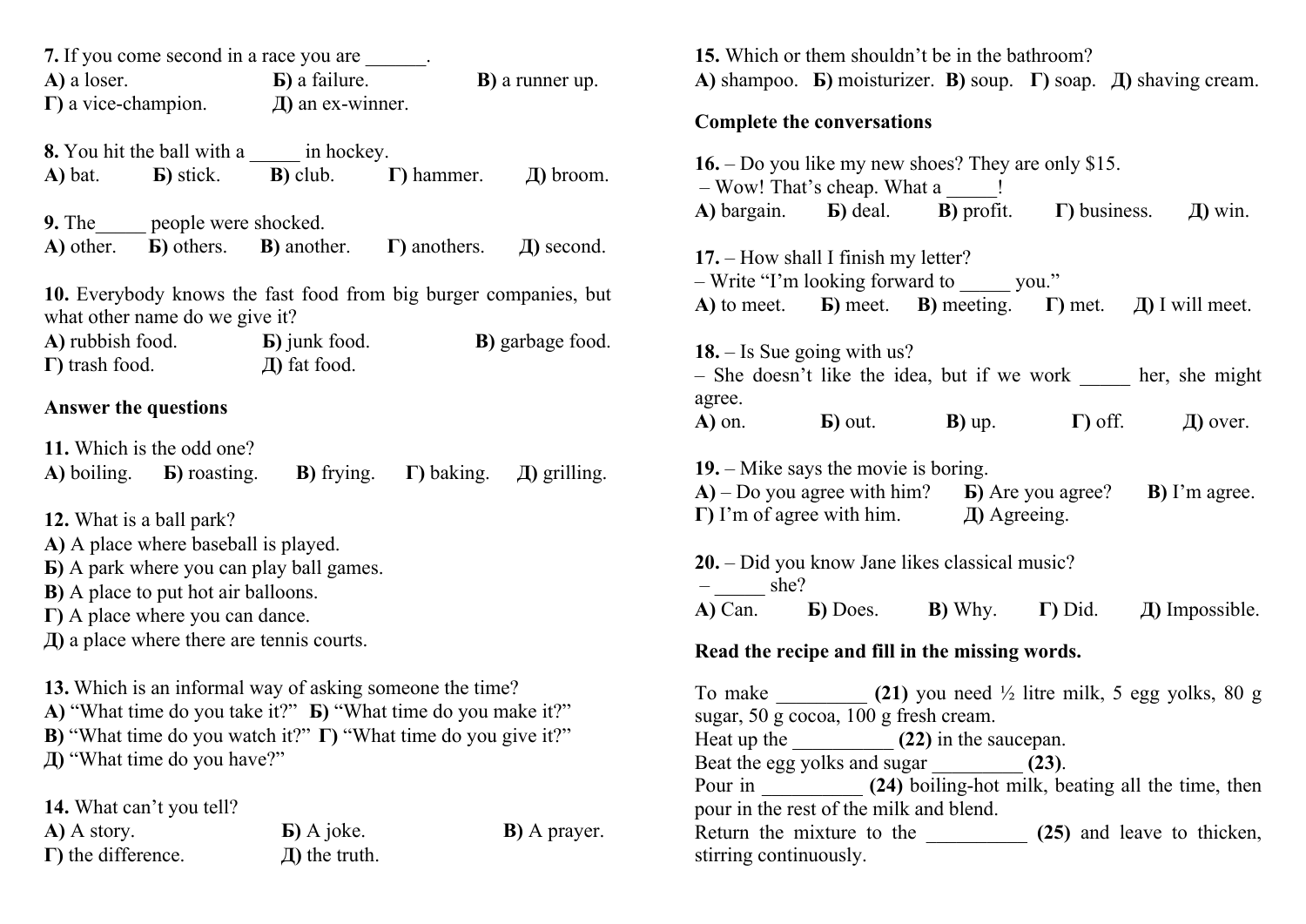**7.** If you come second in a race you are ______.
**А)** a loser. **Б)** a failure. **В)** a runner up.
**Г)** a vice-champion. **Д)** an ex-winner.

**8.** You hit the ball with a _____ in hockey.
**А)** bat. **Б)** stick. **В)** club. **Г)** hammer. **Д)** broom.

**9.** The_____ people were shocked.
**А)** other. **Б)** others. **В)** another. **Г)** anothers. **Д)** second.

**10.** Everybody knows the fast food from big burger companies, but what other name do we give it?
**А)** rubbish food. **Б)** junk food. **В)** garbage food.
**Г)** trash food. **Д)** fat food.

**Answer the questions**

**11.** Which is the odd one?
**А)** boiling. **Б)** roasting. **В)** frying. **Г)** baking. **Д)** grilling.

**12.** What is a ball park?
**А)** A place where baseball is played.
**Б)** A park where you can play ball games.
**В)** A place to put hot air balloons.
**Г)** A place where you can dance.
**Д)** a place where there are tennis courts.

**13.** Which is an informal way of asking someone the time?
**А)** "What time do you take it?" **Б)** "What time do you make it?"
**В)** "What time do you watch it?" **Г)** "What time do you give it?"
**Д)** "What time do you have?"

**14.** What can't you tell?
**А)** A story. **Б)** A joke. **В)** A prayer.
**Г)** the difference. **Д)** the truth.

**15.** Which or them shouldn't be in the bathroom?
**А)** shampoo. **Б)** moisturizer. **В)** soup. **Г)** soap. **Д)** shaving cream.

**Complete the conversations**

**16.** – Do you like my new shoes? They are only $15.
– Wow! That's cheap. What a _____!
**А)** bargain. **Б)** deal. **В)** profit. **Г)** business. **Д)** win.

**17.** – How shall I finish my letter?
– Write "I'm looking forward to _____ you."
**А)** to meet. **Б)** meet. **В)** meeting. **Г)** met. **Д)** I will meet.

**18.** – Is Sue going with us?
– She doesn't like the idea, but if we work _____ her, she might agree.
**А)** on. **Б)** out. **В)** up. **Г)** off. **Д)** over.

**19.** – Mike says the movie is boring.
**А)** – Do you agree with him? **Б)** Are you agree? **В)** I'm agree.
**Г)** I'm of agree with him. **Д)** Agreeing.

**20.** – Did you know Jane likes classical music?
– _____ she?
**А)** Can. **Б)** Does. **В)** Why. **Г)** Did. **Д)** Impossible.

**Read the recipe and fill in the missing words.**

To make _________ **(21)** you need ½ litre milk, 5 egg yolks, 80 g sugar, 50 g cocoa, 100 g fresh cream.
Heat up the __________ **(22)** in the saucepan.
Beat the egg yolks and sugar _________ **(23)**.
Pour in __________ **(24)** boiling-hot milk, beating all the time, then pour in the rest of the milk and blend.
Return the mixture to the __________ **(25)** and leave to thicken, stirring continuously.